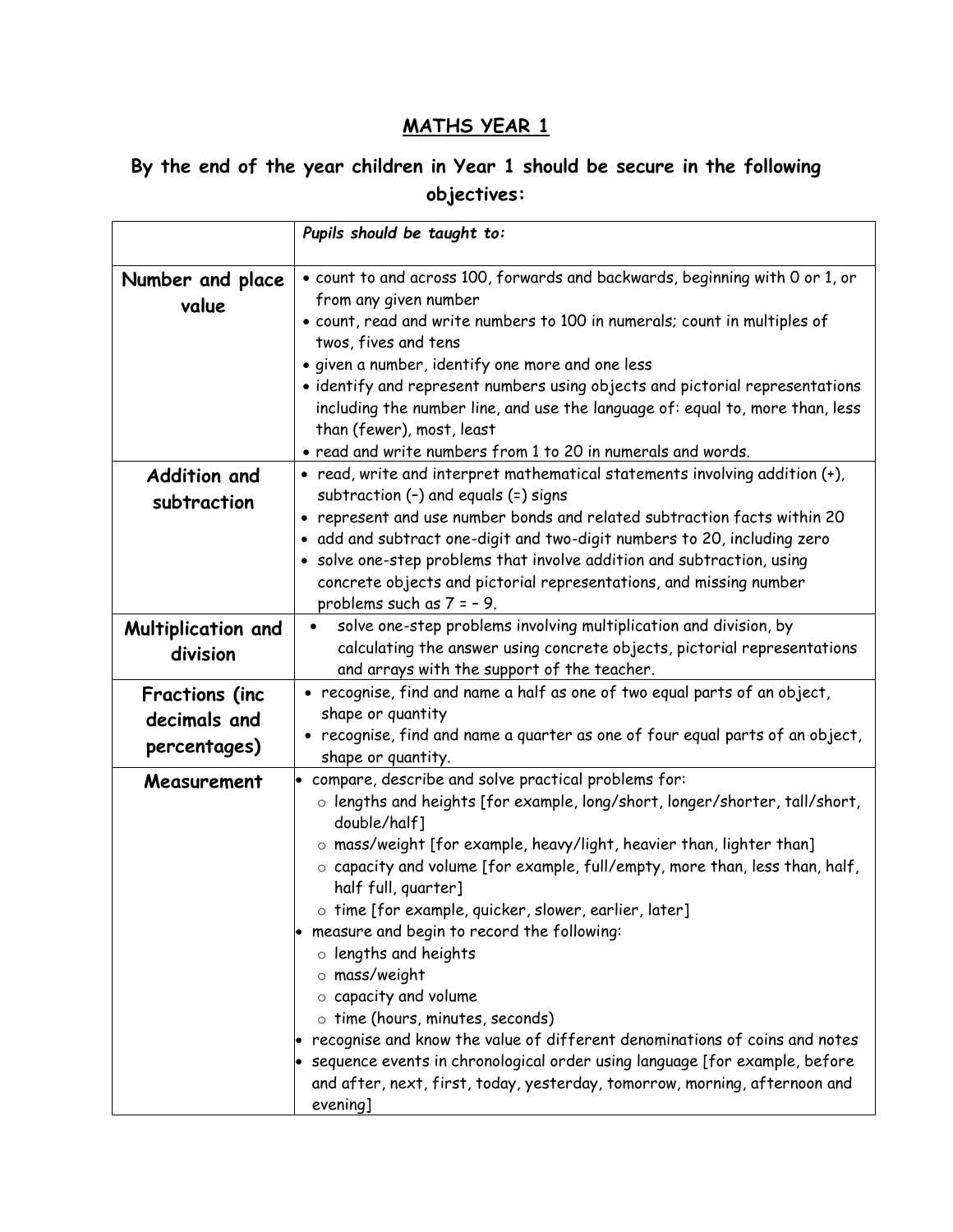# MATHS YEAR 1

## By the end of the year children in Year 1 should be secure in the following objectives:

| | *Pupils should be taught to:* |
|---|---|
| **Number and place value** | • count to and across 100, forwards and backwards, beginning with 0 or 1, or from any given number<br>• count, read and write numbers to 100 in numerals; count in multiples of twos, fives and tens<br>• given a number, identify one more and one less<br>• identify and represent numbers using objects and pictorial representations including the number line, and use the language of: equal to, more than, less than (fewer), most, least<br>• read and write numbers from 1 to 20 in numerals and words. |
| **Addition and subtraction** | • read, write and interpret mathematical statements involving addition (+), subtraction (−) and equals (=) signs<br>• represent and use number bonds and related subtraction facts within 20<br>• add and subtract one-digit and two-digit numbers to 20, including zero<br>• solve one-step problems that involve addition and subtraction, using concrete objects and pictorial representations, and missing number problems such as 7 = – 9. |
| **Multiplication and division** | • solve one-step problems involving multiplication and division, by calculating the answer using concrete objects, pictorial representations and arrays with the support of the teacher. |
| **Fractions (inc decimals and percentages)** | • recognise, find and name a half as one of two equal parts of an object, shape or quantity<br>• recognise, find and name a quarter as one of four equal parts of an object, shape or quantity. |
| **Measurement** | • compare, describe and solve practical problems for:<br>○ lengths and heights [for example, long/short, longer/shorter, tall/short, double/half]<br>○ mass/weight [for example, heavy/light, heavier than, lighter than]<br>○ capacity and volume [for example, full/empty, more than, less than, half, half full, quarter]<br>○ time [for example, quicker, slower, earlier, later]<br>• measure and begin to record the following:<br>○ lengths and heights<br>○ mass/weight<br>○ capacity and volume<br>○ time (hours, minutes, seconds)<br>• recognise and know the value of different denominations of coins and notes<br>• sequence events in chronological order using language [for example, before and after, next, first, today, yesterday, tomorrow, morning, afternoon and evening] |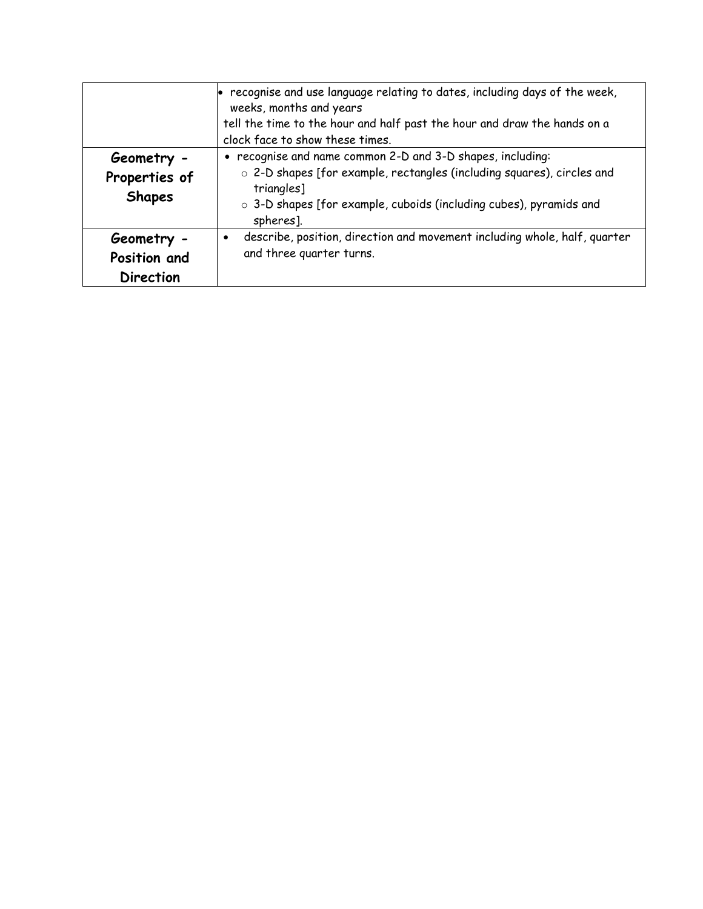| | |
|---|---|
| | • recognise and use language relating to dates, including days of the week, weeks, months and years<br>tell the time to the hour and half past the hour and draw the hands on a clock face to show these times. |
| **Geometry - Properties of Shapes** | • recognise and name common 2-D and 3-D shapes, including:<br>○ 2-D shapes [for example, rectangles (including squares), circles and triangles]<br>○ 3-D shapes [for example, cuboids (including cubes), pyramids and spheres]. |
| **Geometry - Position and Direction** | • describe, position, direction and movement including whole, half, quarter and three quarter turns. |